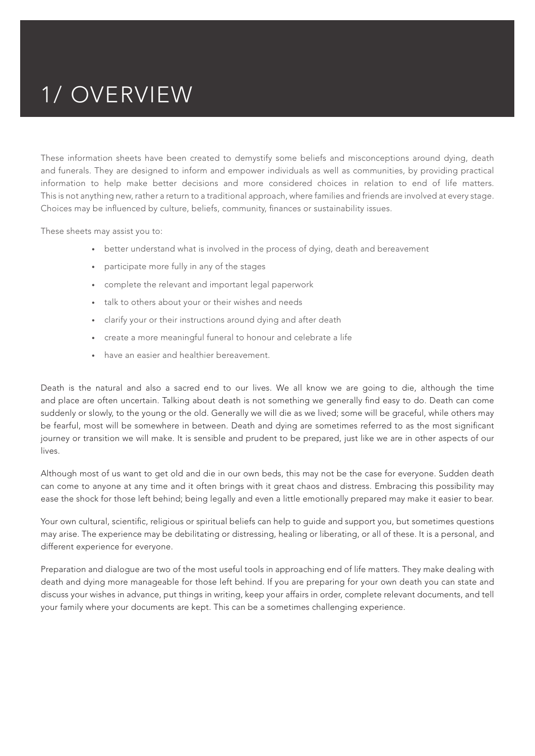# 1/ OVERVIEW

These information sheets have been created to demystify some beliefs and misconceptions around dying, death and funerals. They are designed to inform and empower individuals as well as communities, by providing practical information to help make better decisions and more considered choices in relation to end of life matters. This is not anything new, rather a return to a traditional approach, where families and friends are involved at every stage. Choices may be influenced by culture, beliefs, community, finances or sustainability issues.

These sheets may assist you to:

- better understand what is involved in the process of dying, death and bereavement
- participate more fully in any of the stages
- complete the relevant and important legal paperwork
- talk to others about your or their wishes and needs
- clarify your or their instructions around dying and after death
- create a more meaningful funeral to honour and celebrate a life
- have an easier and healthier bereavement.

Death is the natural and also a sacred end to our lives. We all know we are going to die, although the time and place are often uncertain. Talking about death is not something we generally find easy to do. Death can come suddenly or slowly, to the young or the old. Generally we will die as we lived; some will be graceful, while others may be fearful, most will be somewhere in between. Death and dying are sometimes referred to as the most significant journey or transition we will make. It is sensible and prudent to be prepared, just like we are in other aspects of our lives.

Although most of us want to get old and die in our own beds, this may not be the case for everyone. Sudden death can come to anyone at any time and it often brings with it great chaos and distress. Embracing this possibility may ease the shock for those left behind; being legally and even a little emotionally prepared may make it easier to bear.

Your own cultural, scientific, religious or spiritual beliefs can help to guide and support you, but sometimes questions may arise. The experience may be debilitating or distressing, healing or liberating, or all of these. It is a personal, and different experience for everyone.

Preparation and dialogue are two of the most useful tools in approaching end of life matters. They make dealing with death and dying more manageable for those left behind. If you are preparing for your own death you can state and discuss your wishes in advance, put things in writing, keep your affairs in order, complete relevant documents, and tell your family where your documents are kept. This can be a sometimes challenging experience.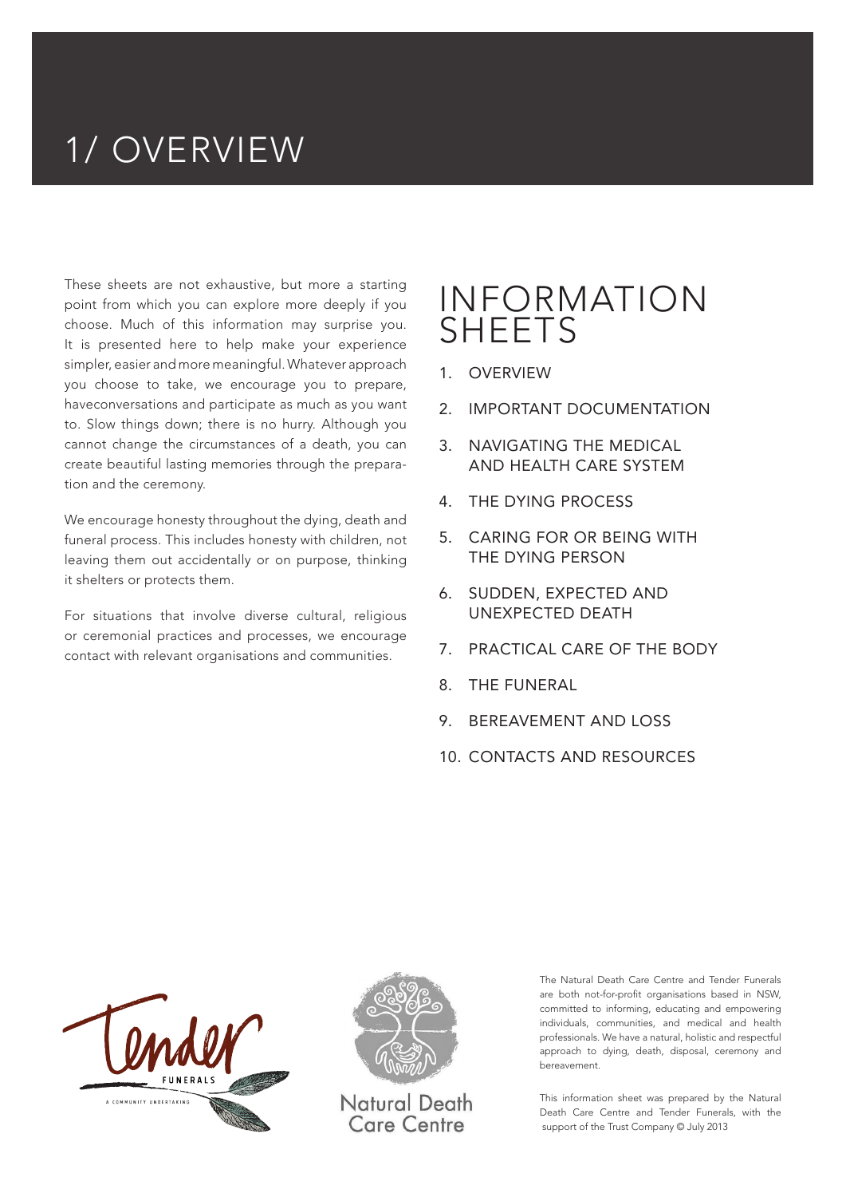# 1/ OVERVIEW

These sheets are not exhaustive, but more a starting point from which you can explore more deeply if you choose. Much of this information may surprise you. It is presented here to help make your experience simpler, easier and more meaningful. Whatever approach you choose to take, we encourage you to prepare, haveconversations and participate as much as you want to. Slow things down; there is no hurry. Although you cannot change the circumstances of a death, you can create beautiful lasting memories through the preparation and the ceremony.

We encourage honesty throughout the dying, death and funeral process. This includes honesty with children, not leaving them out accidentally or on purpose, thinking it shelters or protects them.

For situations that involve diverse cultural, religious or ceremonial practices and processes, we encourage contact with relevant organisations and communities.

## INFORMATION SHEETS

1. OVERVIEW
2. IMPORTANT DOCUMENTATION
3. NAVIGATING THE MEDICAL AND HEALTH CARE SYSTEM
4. THE DYING PROCESS
5. CARING FOR OR BEING WITH THE DYING PERSON
6. SUDDEN, EXPECTED AND UNEXPECTED DEATH
7. PRACTICAL CARE OF THE BODY
8. THE FUNERAL
9. BEREAVEMENT AND LOSS
10. CONTACTS AND RESOURCES

Tender FUNERALS
A COMMUNITY UNDERTAKING

Natural Death Care Centre

The Natural Death Care Centre and Tender Funerals are both not-for-profit organisations based in NSW, committed to informing, educating and empowering individuals, communities, and medical and health professionals. We have a natural, holistic and respectful approach to dying, death, disposal, ceremony and bereavement.

This information sheet was prepared by the Natural Death Care Centre and Tender Funerals, with the support of the Trust Company © July 2013